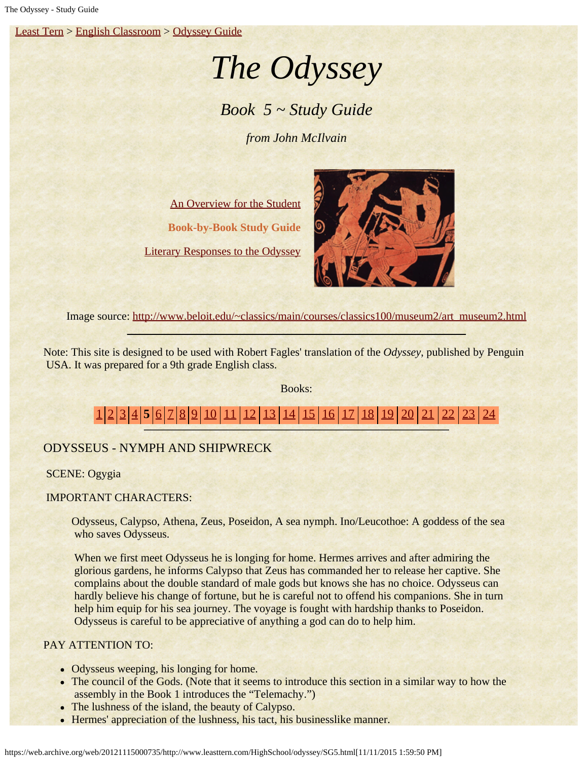Least Tern > English Classroom > Odyssey Guide

# *The Odyssey*

## *Book 5 ~ Study Guide*

*from John McIlvain*

An Overview for the Student

**Book-by-Book Study Guide**

Literary Responses to the Odyssey

Image source: http://www.beloit.edu/~classics/main/courses/classics100/museum2/art_museum2.html

---

Note: This site is designed to be used with Robert Fagles' translation of the *Odyssey*, published by Penguin USA. It was prepared for a 9th grade English class.

Books:

1 | 2 | 3 | 4 | **5** | 6 | 7 | 8 | 9 | 10 | 11 | 12 | 13 | 14 | 15 | 16 | 17 | 18 | 19 | 20 | 21 | 22 | 23 | 24

---

ODYSSEUS - NYMPH AND SHIPWRECK

SCENE: Ogygia

IMPORTANT CHARACTERS:

Odysseus, Calypso, Athena, Zeus, Poseidon, A sea nymph. Ino/Leucothoe: A goddess of the sea who saves Odysseus.

When we first meet Odysseus he is longing for home. Hermes arrives and after admiring the glorious gardens, he informs Calypso that Zeus has commanded her to release her captive. She complains about the double standard of male gods but knows she has no choice. Odysseus can hardly believe his change of fortune, but he is careful not to offend his companions. She in turn help him equip for his sea journey. The voyage is fought with hardship thanks to Poseidon. Odysseus is careful to be appreciative of anything a god can do to help him.

PAY ATTENTION TO:

- Odysseus weeping, his longing for home.
- The council of the Gods. (Note that it seems to introduce this section in a similar way to how the assembly in the Book 1 introduces the "Telemachy.")
- The lushness of the island, the beauty of Calypso.
- Hermes' appreciation of the lushness, his tact, his businesslike manner.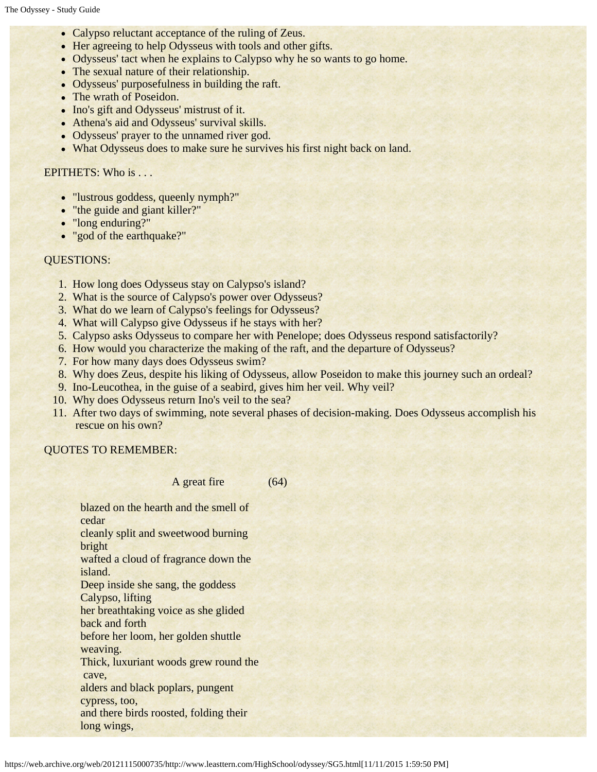- Calypso reluctant acceptance of the ruling of Zeus.
- Her agreeing to help Odysseus with tools and other gifts.
- Odysseus' tact when he explains to Calypso why he so wants to go home.
- The sexual nature of their relationship.
- Odysseus' purposefulness in building the raft.
- The wrath of Poseidon.
- Ino's gift and Odysseus' mistrust of it.
- Athena's aid and Odysseus' survival skills.
- Odysseus' prayer to the unnamed river god.
- What Odysseus does to make sure he survives his first night back on land.

EPITHETS: Who is . . .

- "lustrous goddess, queenly nymph?"
- "the guide and giant killer?"
- "long enduring?"
- "god of the earthquake?"

QUESTIONS:

1. How long does Odysseus stay on Calypso's island?
2. What is the source of Calypso's power over Odysseus?
3. What do we learn of Calypso's feelings for Odysseus?
4. What will Calypso give Odysseus if he stays with her?
5. Calypso asks Odysseus to compare her with Penelope; does Odysseus respond satisfactorily?
6. How would you characterize the making of the raft, and the departure of Odysseus?
7. For how many days does Odysseus swim?
8. Why does Zeus, despite his liking of Odysseus, allow Poseidon to make this journey such an ordeal?
9. Ino-Leucothea, in the guise of a seabird, gives him her veil. Why veil?
10. Why does Odysseus return Ino's veil to the sea?
11. After two days of swimming, note several phases of decision-making. Does Odysseus accomplish his rescue on his own?

QUOTES TO REMEMBER:

A great fire (64)

blazed on the hearth and the smell of cedar
cleanly split and sweetwood burning bright
wafted a cloud of fragrance down the island.
Deep inside she sang, the goddess Calypso, lifting
her breathtaking voice as she glided back and forth
before her loom, her golden shuttle weaving.
Thick, luxuriant woods grew round the cave,
alders and black poplars, pungent cypress, too,
and there birds roosted, folding their long wings,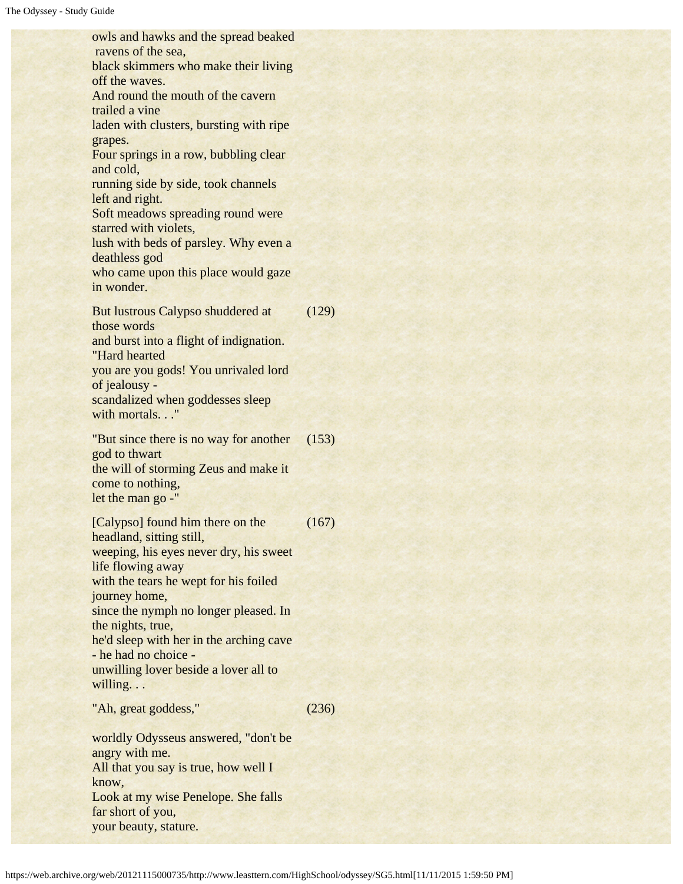owls and hawks and the spread beaked ravens of the sea,
black skimmers who make their living off the waves.
And round the mouth of the cavern trailed a vine
laden with clusters, bursting with ripe grapes.
Four springs in a row, bubbling clear and cold,
running side by side, took channels left and right.
Soft meadows spreading round were starred with violets,
lush with beds of parsley. Why even a deathless god
who came upon this place would gaze in wonder.

But lustrous Calypso shuddered at those words (129)
and burst into a flight of indignation. "Hard hearted
you are you gods! You unrivaled lord of jealousy -
scandalized when goddesses sleep with mortals. . ."

"But since there is no way for another god to thwart (153)
the will of storming Zeus and make it come to nothing,
let the man go -"

[Calypso] found him there on the headland, sitting still, (167)
weeping, his eyes never dry, his sweet life flowing away
with the tears he wept for his foiled journey home,
since the nymph no longer pleased. In the nights, true,
he'd sleep with her in the arching cave - he had no choice -
unwilling lover beside a lover all to willing. . .

"Ah, great goddess," (236)

worldly Odysseus answered, "don't be angry with me.
All that you say is true, how well I know,
Look at my wise Penelope. She falls far short of you,
your beauty, stature.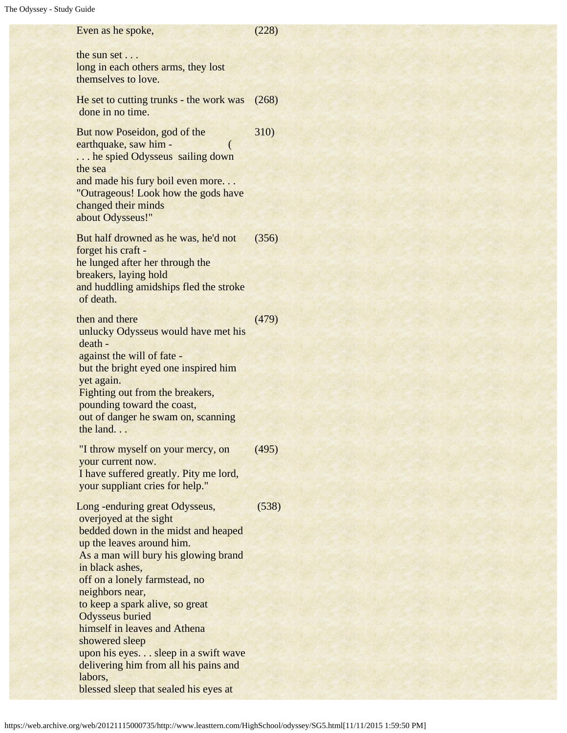Even as he spoke, (228)

the sun set . . .
long in each others arms, they lost themselves to love.

He set to cutting trunks - the work was done in no time. (268)

But now Poseidon, god of the earthquake, saw him - (310)
. . . he spied Odysseus sailing down the sea
and made his fury boil even more. . .
"Outrageous! Look how the gods have changed their minds
about Odysseus!"

But half drowned as he was, he'd not forget his craft - (356)
he lunged after her through the breakers, laying hold
and huddling amidships fled the stroke of death.

then and there (479)
unlucky Odysseus would have met his death -
against the will of fate -
but the bright eyed one inspired him yet again.
Fighting out from the breakers,
pounding toward the coast,
out of danger he swam on, scanning the land. . .

"I throw myself on your mercy, on your current now. (495)
I have suffered greatly. Pity me lord,
your suppliant cries for help."

Long -enduring great Odysseus, (538)
overjoyed at the sight
bedded down in the midst and heaped up the leaves around him.
As a man will bury his glowing brand in black ashes,
off on a lonely farmstead, no neighbors near,
to keep a spark alive, so great Odysseus buried
himself in leaves and Athena showered sleep
upon his eyes. . . sleep in a swift wave
delivering him from all his pains and labors,
blessed sleep that sealed his eyes at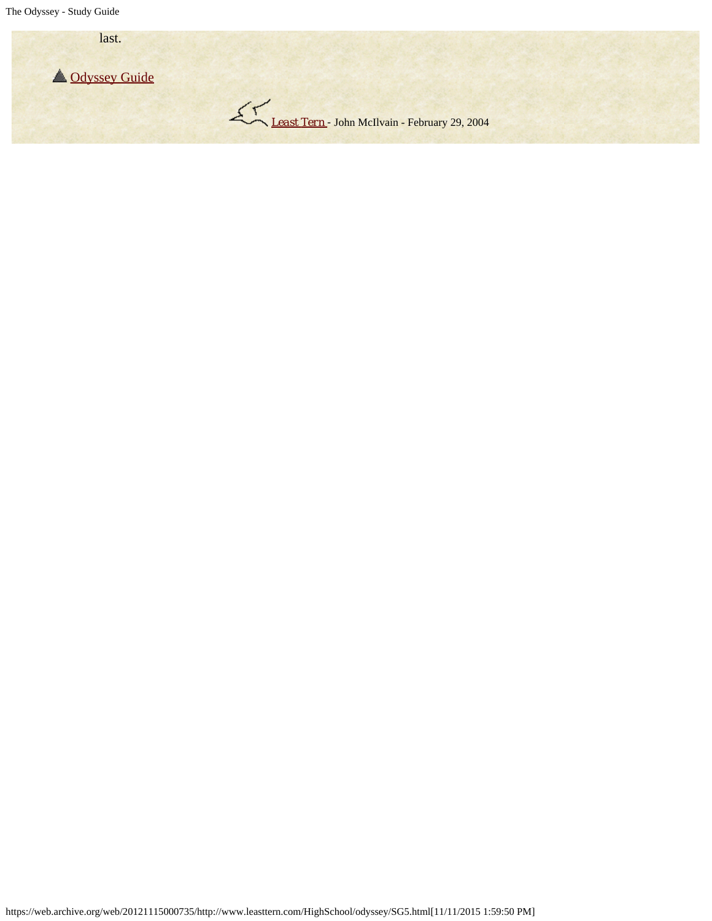last.

▲ Odyssey Guide

Least Tern - John McIlvain - February 29, 2004